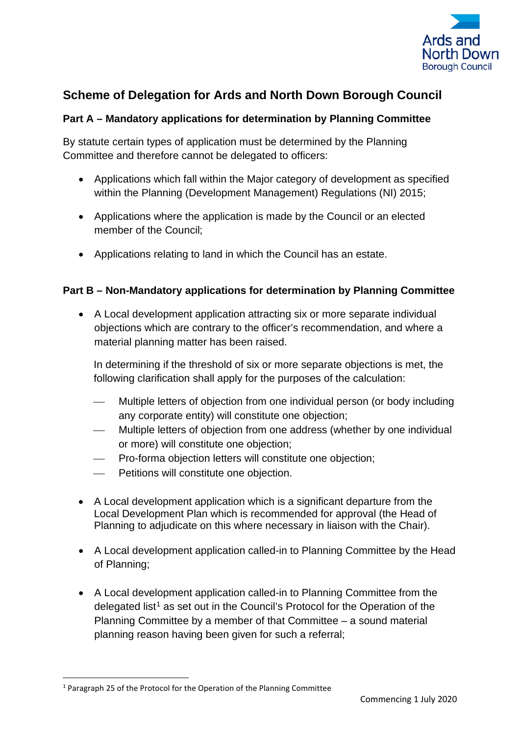# Scheme of Delegation for Ards and North Down Borough Council

## Part A – Mandatory applications for determination by Planning Committee

By statute certain types of application must be determined by the Planning Committee and therefore cannot be delegated to officers:

- Applications which fall within the Major category of development as specified within the Planning (Development Management) Regulations (NI) 2015;
- Applications where the application is made by the Council or an elected member of the Council;
- Applications relating to land in which the Council has an estate.

## Part B – Non-Mandatory applications for determination by Planning Committee

- A Local development application attracting six or more separate individual objections which are contrary to the officer's recommendation, and where a material planning matter has been raised.

  In determining if the threshold of six or more separate objections is met, the following clarification shall apply for the purposes of the calculation:

  - Multiple letters of objection from one individual person (or body including any corporate entity) will constitute one objection;
  - Multiple letters of objection from one address (whether by one individual or more) will constitute one objection;
  - Pro-forma objection letters will constitute one objection;
  - Petitions will constitute one objection.

- A Local development application which is a significant departure from the Local Development Plan which is recommended for approval (the Head of Planning to adjudicate on this where necessary in liaison with the Chair).

- A Local development application called-in to Planning Committee by the Head of Planning;

- A Local development application called-in to Planning Committee from the delegated list[1] as set out in the Council's Protocol for the Operation of the Planning Committee by a member of that Committee – a sound material planning reason having been given for such a referral;

[1] Paragraph 25 of the Protocol for the Operation of the Planning Committee

Commencing 1 July 2020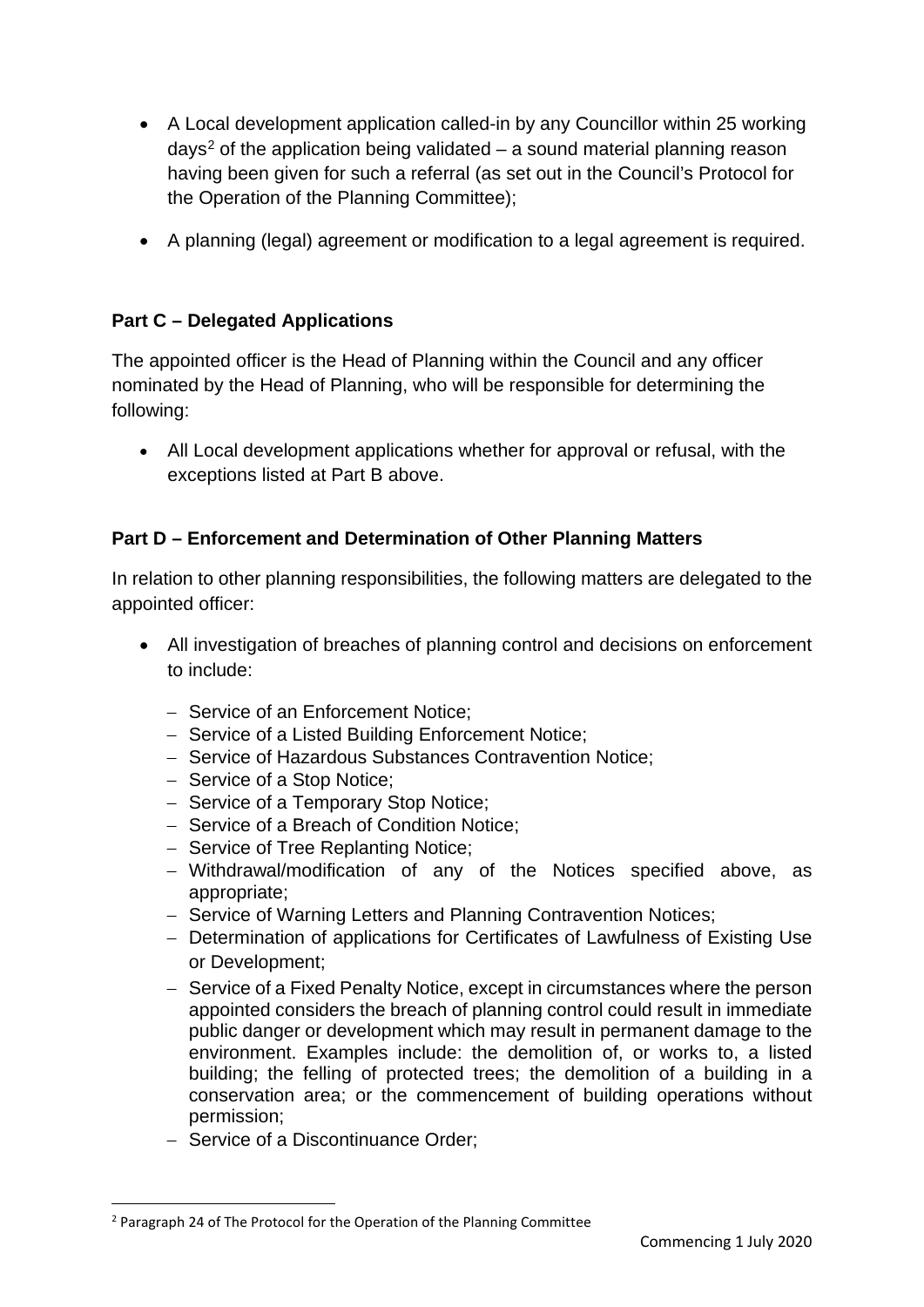- A Local development application called-in by any Councillor within 25 working days[2] of the application being validated – a sound material planning reason having been given for such a referral (as set out in the Council's Protocol for the Operation of the Planning Committee);
- A planning (legal) agreement or modification to a legal agreement is required.

**Part C – Delegated Applications**

The appointed officer is the Head of Planning within the Council and any officer nominated by the Head of Planning, who will be responsible for determining the following:

- All Local development applications whether for approval or refusal, with the exceptions listed at Part B above.

**Part D – Enforcement and Determination of Other Planning Matters**

In relation to other planning responsibilities, the following matters are delegated to the appointed officer:

- All investigation of breaches of planning control and decisions on enforcement to include:
  - Service of an Enforcement Notice;
  - Service of a Listed Building Enforcement Notice;
  - Service of Hazardous Substances Contravention Notice;
  - Service of a Stop Notice;
  - Service of a Temporary Stop Notice;
  - Service of a Breach of Condition Notice;
  - Service of Tree Replanting Notice;
  - Withdrawal/modification of any of the Notices specified above, as appropriate;
  - Service of Warning Letters and Planning Contravention Notices;
  - Determination of applications for Certificates of Lawfulness of Existing Use or Development;
  - Service of a Fixed Penalty Notice, except in circumstances where the person appointed considers the breach of planning control could result in immediate public danger or development which may result in permanent damage to the environment. Examples include: the demolition of, or works to, a listed building; the felling of protected trees; the demolition of a building in a conservation area; or the commencement of building operations without permission;
  - Service of a Discontinuance Order;

[2] Paragraph 24 of The Protocol for the Operation of the Planning Committee

Commencing 1 July 2020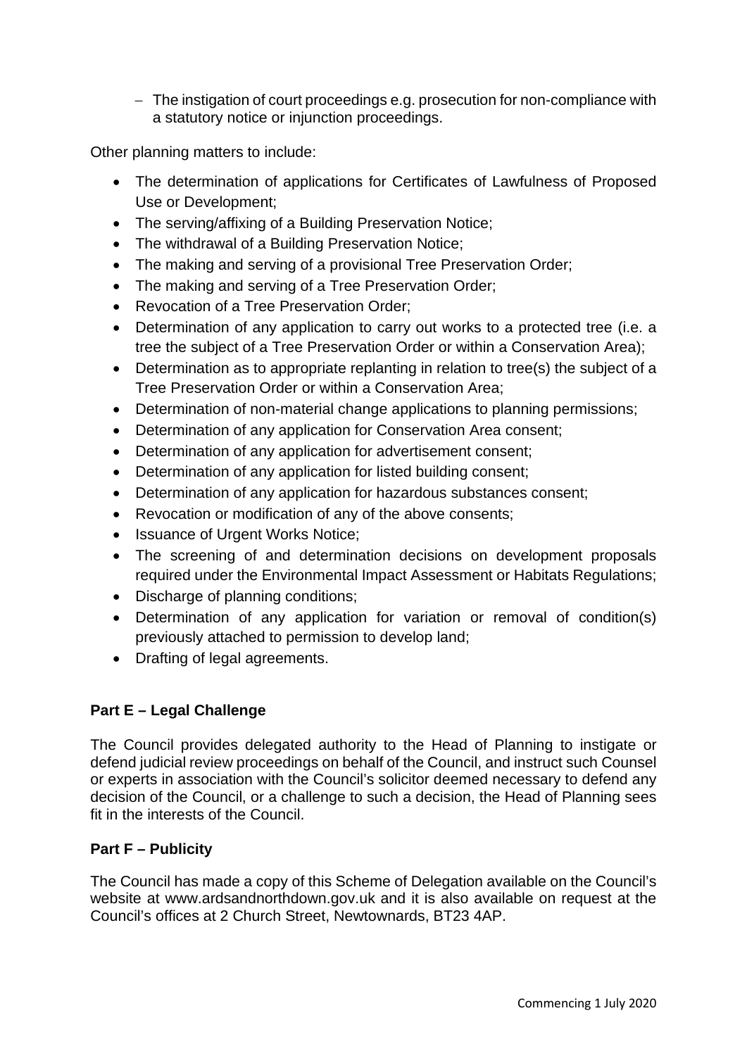- The instigation of court proceedings e.g. prosecution for non-compliance with a statutory notice or injunction proceedings.

Other planning matters to include:

- The determination of applications for Certificates of Lawfulness of Proposed Use or Development;
- The serving/affixing of a Building Preservation Notice;
- The withdrawal of a Building Preservation Notice;
- The making and serving of a provisional Tree Preservation Order;
- The making and serving of a Tree Preservation Order;
- Revocation of a Tree Preservation Order;
- Determination of any application to carry out works to a protected tree (i.e. a tree the subject of a Tree Preservation Order or within a Conservation Area);
- Determination as to appropriate replanting in relation to tree(s) the subject of a Tree Preservation Order or within a Conservation Area;
- Determination of non-material change applications to planning permissions;
- Determination of any application for Conservation Area consent;
- Determination of any application for advertisement consent;
- Determination of any application for listed building consent;
- Determination of any application for hazardous substances consent;
- Revocation or modification of any of the above consents;
- Issuance of Urgent Works Notice;
- The screening of and determination decisions on development proposals required under the Environmental Impact Assessment or Habitats Regulations;
- Discharge of planning conditions;
- Determination of any application for variation or removal of condition(s) previously attached to permission to develop land;
- Drafting of legal agreements.

**Part E – Legal Challenge**

The Council provides delegated authority to the Head of Planning to instigate or defend judicial review proceedings on behalf of the Council, and instruct such Counsel or experts in association with the Council's solicitor deemed necessary to defend any decision of the Council, or a challenge to such a decision, the Head of Planning sees fit in the interests of the Council.

**Part F – Publicity**

The Council has made a copy of this Scheme of Delegation available on the Council's website at www.ardsandnorthdown.gov.uk and it is also available on request at the Council's offices at 2 Church Street, Newtownards, BT23 4AP.